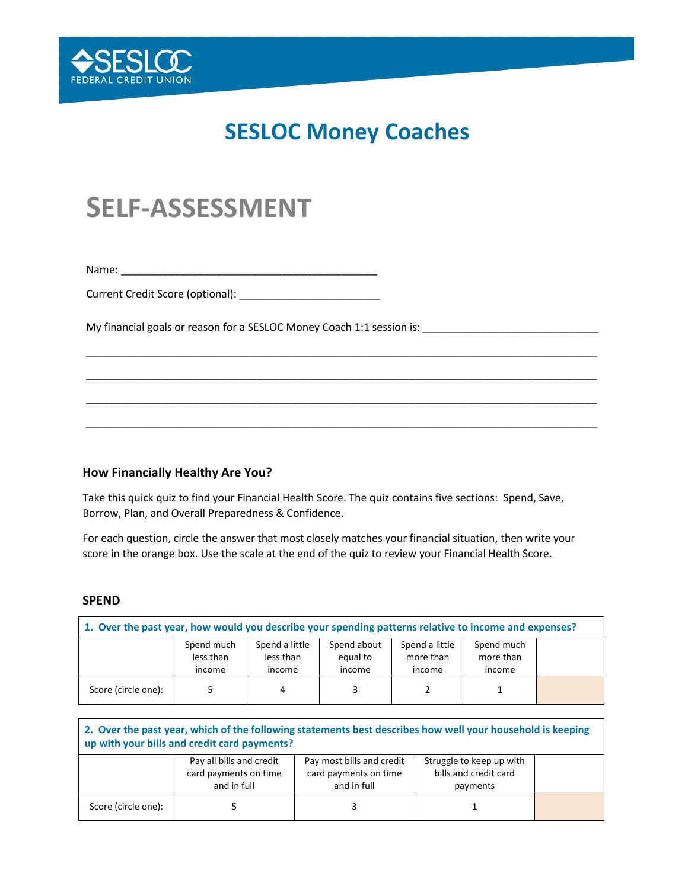SESLOC FEDERAL CREDIT UNION

# SESLOC Money Coaches

# SELF-ASSESSMENT

Name: ___________________________________________

Current Credit Score (optional): ________________________

My financial goals or reason for a SESLOC Money Coach 1:1 session is: ______________________________

_____________________________________________________________________________________

_____________________________________________________________________________________

_____________________________________________________________________________________

_____________________________________________________________________________________

### How Financially Healthy Are You?

Take this quick quiz to find your Financial Health Score. The quiz contains five sections: Spend, Save, Borrow, Plan, and Overall Preparedness & Confidence.

For each question, circle the answer that most closely matches your financial situation, then write your score in the orange box. Use the scale at the end of the quiz to review your Financial Health Score.

### SPEND

**1. Over the past year, how would you describe your spending patterns relative to income and expenses?**

| | Spend much less than income | Spend a little less than income | Spend about equal to income | Spend a little more than income | Spend much more than income | |
|---|---|---|---|---|---|---|
| Score (circle one): | 5 | 4 | 3 | 2 | 1 | |

**2. Over the past year, which of the following statements best describes how well your household is keeping up with your bills and credit card payments?**

| | Pay all bills and credit card payments on time and in full | Pay most bills and credit card payments on time and in full | Struggle to keep up with bills and credit card payments | |
|---|---|---|---|---|
| Score (circle one): | 5 | 3 | 1 | |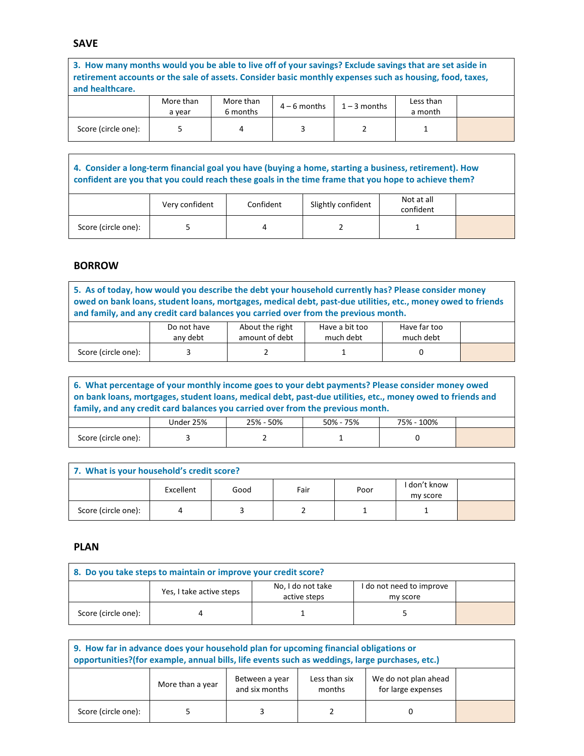## SAVE

| 3. How many months would you be able to live off of your savings? Exclude savings that are set aside in retirement accounts or the sale of assets. Consider basic monthly expenses such as housing, food, taxes, and healthcare. | | | | | | |
|---|---|---|---|---|---|---|
| | More than a year | More than 6 months | 4 – 6 months | 1 – 3 months | Less than a month | |
| Score (circle one): | 5 | 4 | 3 | 2 | 1 | |

| 4. Consider a long-term financial goal you have (buying a home, starting a business, retirement). How confident are you that you could reach these goals in the time frame that you hope to achieve them? | | | | | |
|---|---|---|---|---|---|
| | Very confident | Confident | Slightly confident | Not at all confident | |
| Score (circle one): | 5 | 4 | 2 | 1 | |

## BORROW

| 5. As of today, how would you describe the debt your household currently has? Please consider money owed on bank loans, student loans, mortgages, medical debt, past-due utilities, etc., money owed to friends and family, and any credit card balances you carried over from the previous month. | | | | | |
|---|---|---|---|---|---|
| | Do not have any debt | About the right amount of debt | Have a bit too much debt | Have far too much debt | |
| Score (circle one): | 3 | 2 | 1 | 0 | |

| 6. What percentage of your monthly income goes to your debt payments? Please consider money owed on bank loans, mortgages, student loans, medical debt, past-due utilities, etc., money owed to friends and family, and any credit card balances you carried over from the previous month. | | | | | |
|---|---|---|---|---|---|
| | Under 25% | 25% - 50% | 50% - 75% | 75% - 100% | |
| Score (circle one): | 3 | 2 | 1 | 0 | |

| 7. What is your household's credit score? | | | | | | |
|---|---|---|---|---|---|---|
| | Excellent | Good | Fair | Poor | I don't know my score | |
| Score (circle one): | 4 | 3 | 2 | 1 | 1 | |

## PLAN

| 8. Do you take steps to maintain or improve your credit score? | | | | |
|---|---|---|---|---|
| | Yes, I take active steps | No, I do not take active steps | I do not need to improve my score | |
| Score (circle one): | 4 | 1 | 5 | |

| 9. How far in advance does your household plan for upcoming financial obligations or opportunities?(for example, annual bills, life events such as weddings, large purchases, etc.) | | | | | |
|---|---|---|---|---|---|
| | More than a year | Between a year and six months | Less than six months | We do not plan ahead for large expenses | |
| Score (circle one): | 5 | 3 | 2 | 0 | |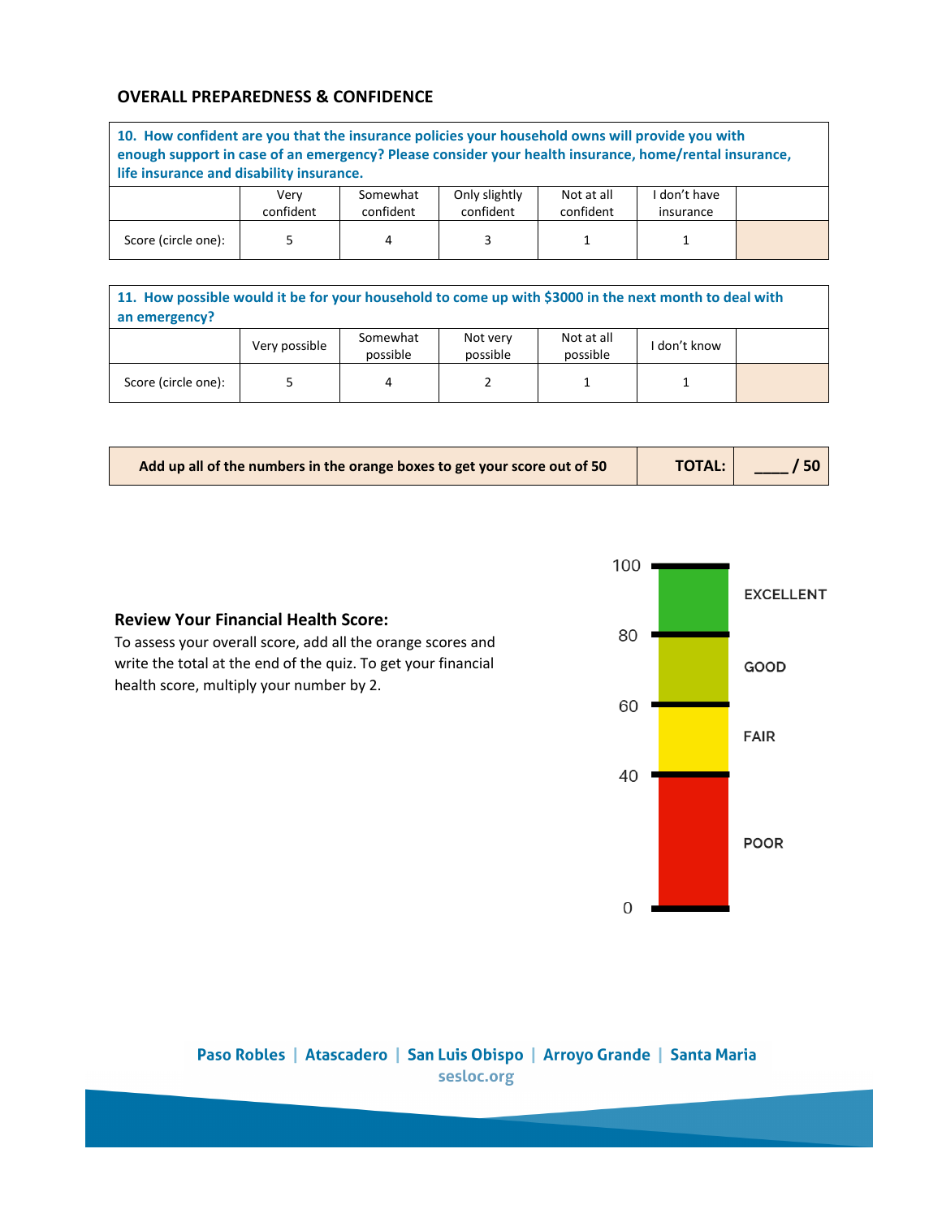## OVERALL PREPAREDNESS & CONFIDENCE

**10. How confident are you that the insurance policies your household owns will provide you with enough support in case of an emergency? Please consider your health insurance, home/rental insurance, life insurance and disability insurance.**

| | Very confident | Somewhat confident | Only slightly confident | Not at all confident | I don't have insurance | |
|---|---|---|---|---|---|---|
| Score (circle one): | 5 | 4 | 3 | 1 | 1 | |

**11. How possible would it be for your household to come up with $3000 in the next month to deal with an emergency?**

| | Very possible | Somewhat possible | Not very possible | Not at all possible | I don't know | |
|---|---|---|---|---|---|---|
| Score (circle one): | 5 | 4 | 2 | 1 | 1 | |

| | | |
|---|---|---|
| **Add up all of the numbers in the orange boxes to get your score out of 50** | **TOTAL:** | **____ / 50** |

### Review Your Financial Health Score:

To assess your overall score, add all the orange scores and write the total at the end of the quiz. To get your financial health score, multiply your number by 2.

100
EXCELLENT
80
GOOD
60
FAIR
40
POOR
0

**Paso Robles | Atascadero | San Luis Obispo | Arroyo Grande | Santa Maria**

**sesloc.org**